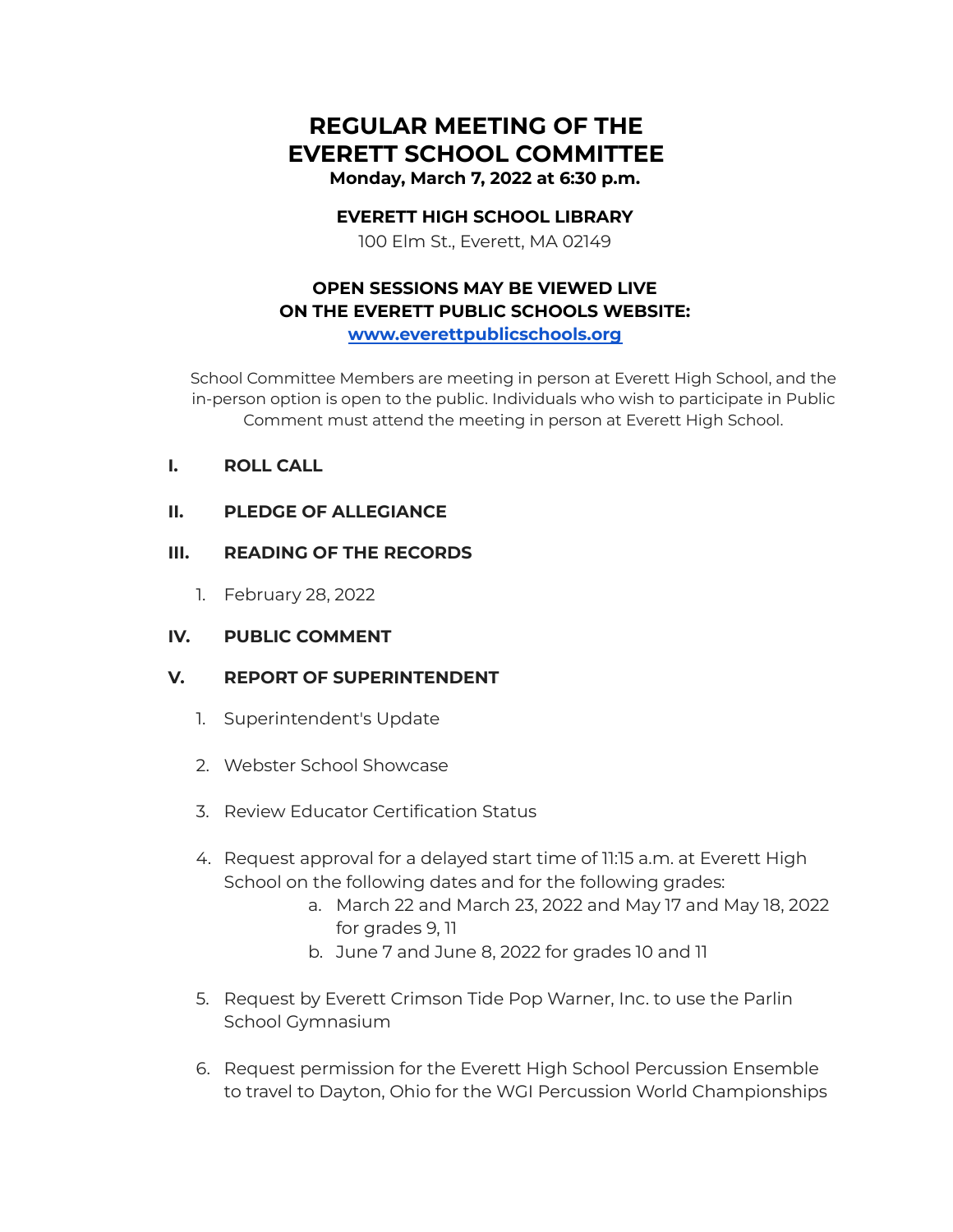# REGULAR MEETING OF THE EVERETT SCHOOL COMMITTEE

**Monday, March 7, 2022 at 6:30 p.m.**

**EVERETT HIGH SCHOOL LIBRARY**

100 Elm St., Everett, MA 02149

**OPEN SESSIONS MAY BE VIEWED LIVE ON THE EVERETT PUBLIC SCHOOLS WEBSITE:**
**[www.everettpublicschools.org](http://www.everettpublicschools.org)**

School Committee Members are meeting in person at Everett High School, and the in-person option is open to the public. Individuals who wish to participate in Public Comment must attend the meeting in person at Everett High School.

## I. ROLL CALL

## II. PLEDGE OF ALLEGIANCE

## III. READING OF THE RECORDS

1. February 28, 2022

## IV. PUBLIC COMMENT

## V. REPORT OF SUPERINTENDENT

1. Superintendent's Update
2. Webster School Showcase
3. Review Educator Certification Status
4. Request approval for a delayed start time of 11:15 a.m. at Everett High School on the following dates and for the following grades:
   a. March 22 and March 23, 2022 and May 17 and May 18, 2022 for grades 9, 11
   b. June 7 and June 8, 2022 for grades 10 and 11
5. Request by Everett Crimson Tide Pop Warner, Inc. to use the Parlin School Gymnasium
6. Request permission for the Everett High School Percussion Ensemble to travel to Dayton, Ohio for the WGI Percussion World Championships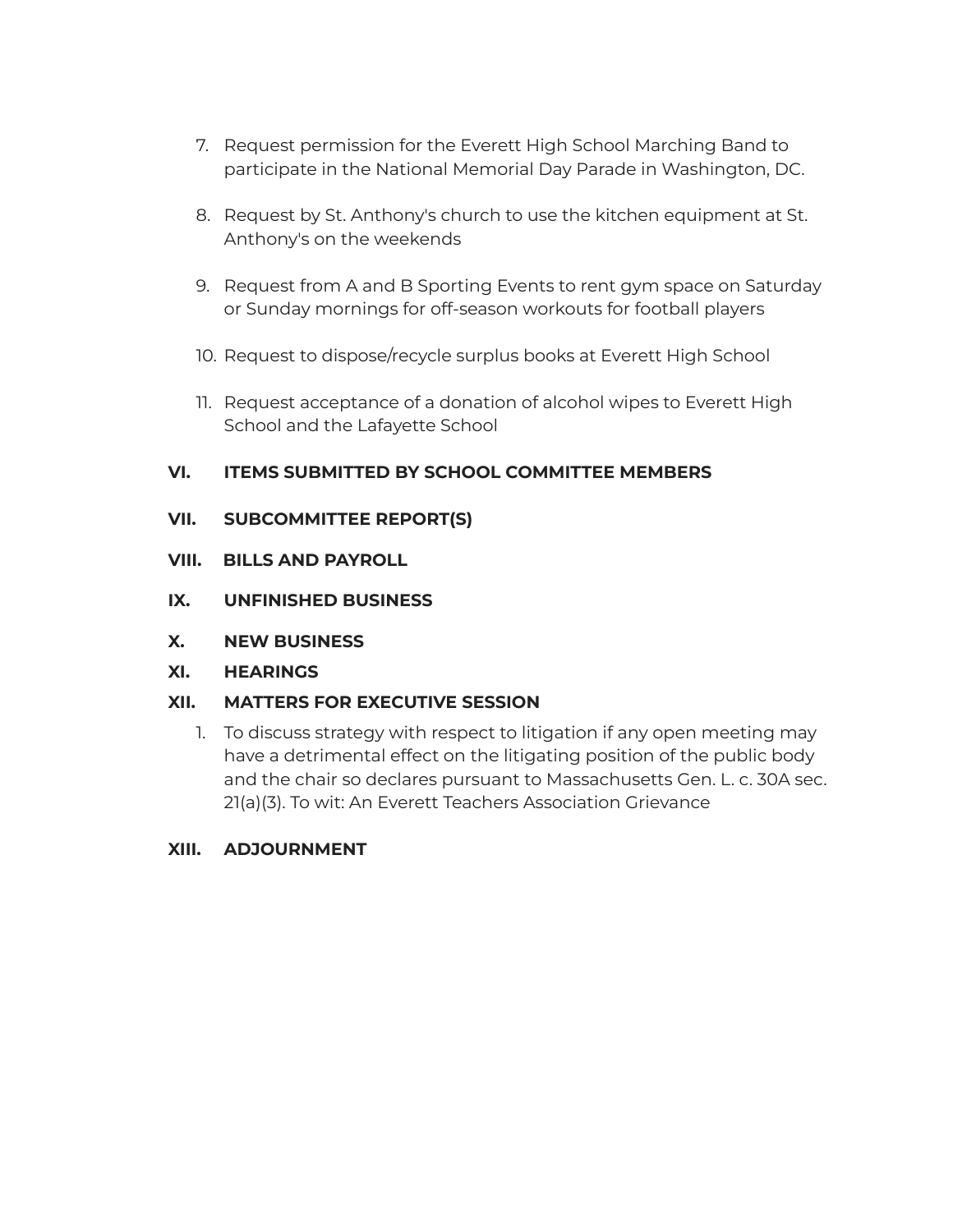7. Request permission for the Everett High School Marching Band to participate in the National Memorial Day Parade in Washington, DC.

8. Request by St. Anthony's church to use the kitchen equipment at St. Anthony's on the weekends

9. Request from A and B Sporting Events to rent gym space on Saturday or Sunday mornings for off-season workouts for football players

10. Request to dispose/recycle surplus books at Everett High School

11. Request acceptance of a donation of alcohol wipes to Everett High School and the Lafayette School

**VI. ITEMS SUBMITTED BY SCHOOL COMMITTEE MEMBERS**

**VII. SUBCOMMITTEE REPORT(S)**

**VIII. BILLS AND PAYROLL**

**IX. UNFINISHED BUSINESS**

**X. NEW BUSINESS**

**XI. HEARINGS**

**XII. MATTERS FOR EXECUTIVE SESSION**

1. To discuss strategy with respect to litigation if any open meeting may have a detrimental effect on the litigating position of the public body and the chair so declares pursuant to Massachusetts Gen. L. c. 30A sec. 21(a)(3). To wit: An Everett Teachers Association Grievance

**XIII. ADJOURNMENT**